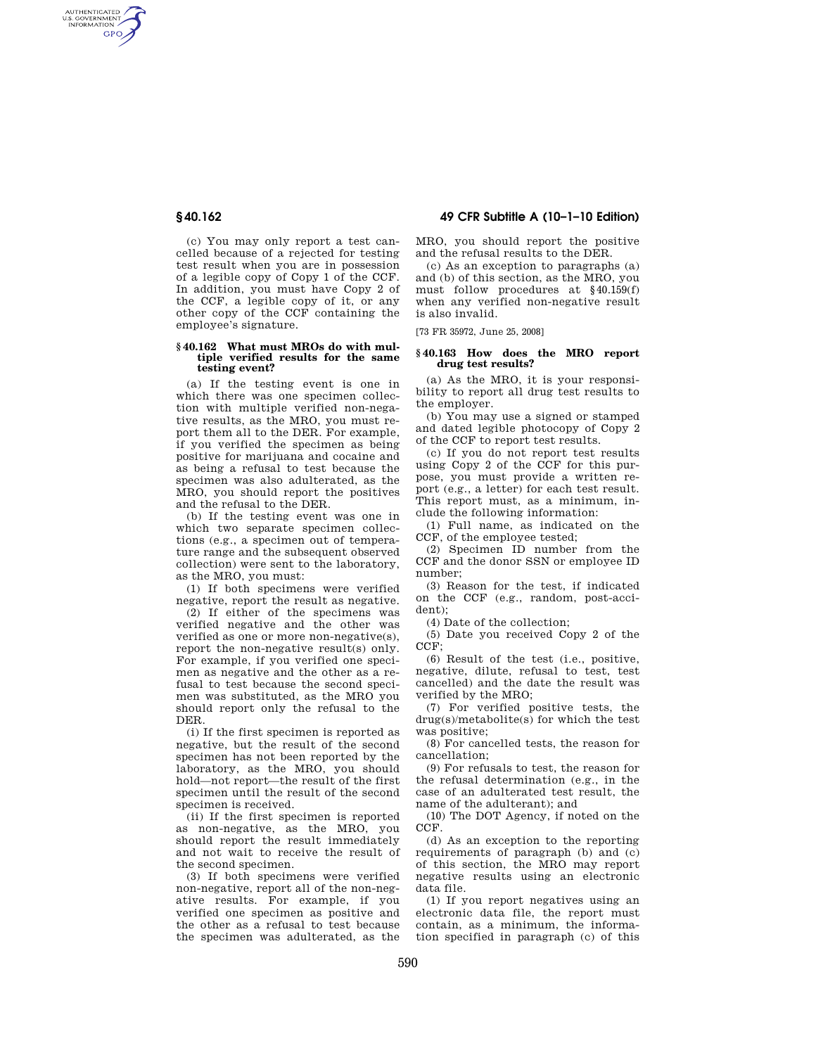(c) You may only report a test cancelled because of a rejected for testing test result when you are in possession of a legible copy of Copy 1 of the CCF. In addition, you must have Copy 2 of the CCF, a legible copy of it, or any other copy of the CCF containing the employee's signature.

### § 40.162 What must MROs do with multiple verified results for the same testing event?

(a) If the testing event is one in which there was one specimen collection with multiple verified non-negative results, as the MRO, you must report them all to the DER. For example, if you verified the specimen as being positive for marijuana and cocaine and as being a refusal to test because the specimen was also adulterated, as the MRO, you should report the positives and the refusal to the DER.

(b) If the testing event was one in which two separate specimen collections (e.g., a specimen out of temperature range and the subsequent observed collection) were sent to the laboratory, as the MRO, you must:

(1) If both specimens were verified negative, report the result as negative.

(2) If either of the specimens was verified negative and the other was verified as one or more non-negative(s), report the non-negative result(s) only. For example, if you verified one specimen as negative and the other as a refusal to test because the second specimen was substituted, as the MRO you should report only the refusal to the DER.

(i) If the first specimen is reported as negative, but the result of the second specimen has not been reported by the laboratory, as the MRO, you should hold—not report—the result of the first specimen until the result of the second specimen is received.

(ii) If the first specimen is reported as non-negative, as the MRO, you should report the result immediately and not wait to receive the result of the second specimen.

(3) If both specimens were verified non-negative, report all of the non-negative results. For example, if you verified one specimen as positive and the other as a refusal to test because the specimen was adulterated, as the MRO, you should report the positive and the refusal results to the DER.

(c) As an exception to paragraphs (a) and (b) of this section, as the MRO, you must follow procedures at §40.159(f) when any verified non-negative result is also invalid.

[73 FR 35972, June 25, 2008]

### § 40.163 How does the MRO report drug test results?

(a) As the MRO, it is your responsibility to report all drug test results to the employer.

(b) You may use a signed or stamped and dated legible photocopy of Copy 2 of the CCF to report test results.

(c) If you do not report test results using Copy 2 of the CCF for this purpose, you must provide a written report (e.g., a letter) for each test result. This report must, as a minimum, include the following information:

(1) Full name, as indicated on the CCF, of the employee tested;

(2) Specimen ID number from the CCF and the donor SSN or employee ID number;

(3) Reason for the test, if indicated on the CCF (e.g., random, post-accident);

(4) Date of the collection;

(5) Date you received Copy 2 of the CCF;

(6) Result of the test (i.e., positive, negative, dilute, refusal to test, test cancelled) and the date the result was verified by the MRO;

(7) For verified positive tests, the drug(s)/metabolite(s) for which the test was positive;

(8) For cancelled tests, the reason for cancellation;

(9) For refusals to test, the reason for the refusal determination (e.g., in the case of an adulterated test result, the name of the adulterant); and

(10) The DOT Agency, if noted on the CCF.

(d) As an exception to the reporting requirements of paragraph (b) and (c) of this section, the MRO may report negative results using an electronic data file.

(1) If you report negatives using an electronic data file, the report must contain, as a minimum, the information specified in paragraph (c) of this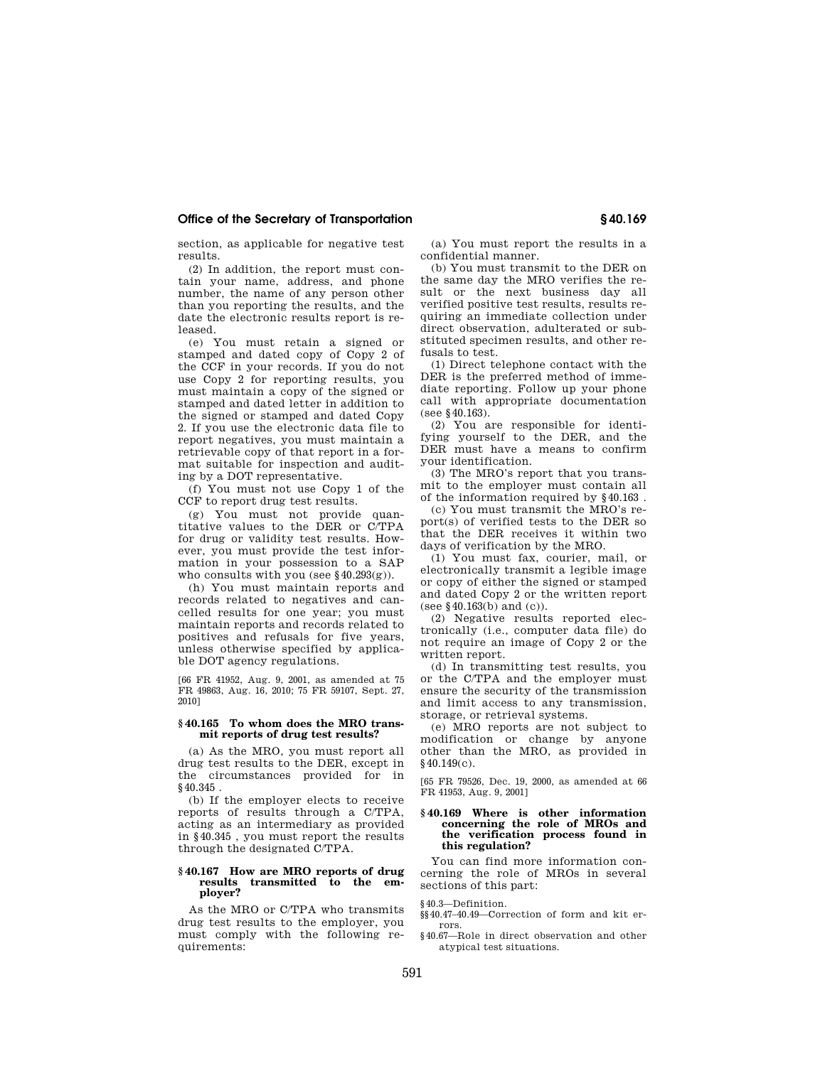section, as applicable for negative test results.

(2) In addition, the report must contain your name, address, and phone number, the name of any person other than you reporting the results, and the date the electronic results report is released.

(e) You must retain a signed or stamped and dated copy of Copy 2 of the CCF in your records. If you do not use Copy 2 for reporting results, you must maintain a copy of the signed or stamped and dated letter in addition to the signed or stamped and dated Copy 2. If you use the electronic data file to report negatives, you must maintain a retrievable copy of that report in a format suitable for inspection and auditing by a DOT representative.

(f) You must not use Copy 1 of the CCF to report drug test results.

(g) You must not provide quantitative values to the DER or C/TPA for drug or validity test results. However, you must provide the test information in your possession to a SAP who consults with you (see §40.293(g)).

(h) You must maintain reports and records related to negatives and cancelled results for one year; you must maintain reports and records related to positives and refusals for five years, unless otherwise specified by applicable DOT agency regulations.

[66 FR 41952, Aug. 9, 2001, as amended at 75 FR 49863, Aug. 16, 2010; 75 FR 59107, Sept. 27, 2010]

### § 40.165 To whom does the MRO transmit reports of drug test results?

(a) As the MRO, you must report all drug test results to the DER, except in the circumstances provided for in §40.345 .

(b) If the employer elects to receive reports of results through a C/TPA, acting as an intermediary as provided in §40.345 , you must report the results through the designated C/TPA.

### § 40.167 How are MRO reports of drug results transmitted to the employer?

As the MRO or C/TPA who transmits drug test results to the employer, you must comply with the following requirements:

(a) You must report the results in a confidential manner.

(b) You must transmit to the DER on the same day the MRO verifies the result or the next business day all verified positive test results, results requiring an immediate collection under direct observation, adulterated or substituted specimen results, and other refusals to test.

(1) Direct telephone contact with the DER is the preferred method of immediate reporting. Follow up your phone call with appropriate documentation (see §40.163).

(2) You are responsible for identifying yourself to the DER, and the DER must have a means to confirm your identification.

(3) The MRO's report that you transmit to the employer must contain all of the information required by §40.163 .

(c) You must transmit the MRO's report(s) of verified tests to the DER so that the DER receives it within two days of verification by the MRO.

(1) You must fax, courier, mail, or electronically transmit a legible image or copy of either the signed or stamped and dated Copy 2 or the written report (see §40.163(b) and (c)).

(2) Negative results reported electronically (i.e., computer data file) do not require an image of Copy 2 or the written report.

(d) In transmitting test results, you or the C/TPA and the employer must ensure the security of the transmission and limit access to any transmission, storage, or retrieval systems.

(e) MRO reports are not subject to modification or change by anyone other than the MRO, as provided in §40.149(c).

[65 FR 79526, Dec. 19, 2000, as amended at 66 FR 41953, Aug. 9, 2001]

### § 40.169 Where is other information concerning the role of MROs and the verification process found in this regulation?

You can find more information concerning the role of MROs in several sections of this part:

§40.3—Definition.
§§40.47–40.49—Correction of form and kit errors.
§40.67—Role in direct observation and other atypical test situations.